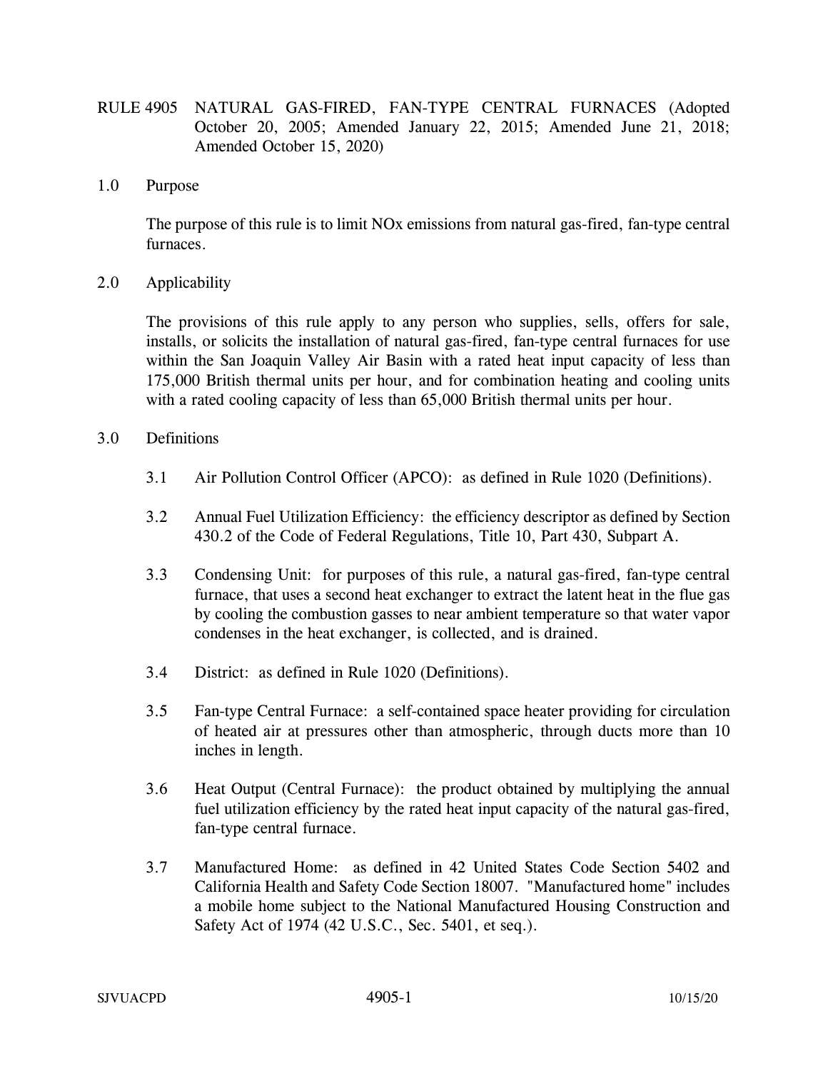# RULE 4905 NATURAL GAS-FIRED, FAN-TYPE CENTRAL FURNACES (Adopted October 20, 2005; Amended January 22, 2015; Amended June 21, 2018; Amended October 15, 2020)

## 1.0 Purpose

The purpose of this rule is to limit NOx emissions from natural gas-fired, fan-type central furnaces.

## 2.0 Applicability

The provisions of this rule apply to any person who supplies, sells, offers for sale, installs, or solicits the installation of natural gas-fired, fan-type central furnaces for use within the San Joaquin Valley Air Basin with a rated heat input capacity of less than 175,000 British thermal units per hour, and for combination heating and cooling units with a rated cooling capacity of less than 65,000 British thermal units per hour.

## 3.0 Definitions

3.1 Air Pollution Control Officer (APCO): as defined in Rule 1020 (Definitions).

3.2 Annual Fuel Utilization Efficiency: the efficiency descriptor as defined by Section 430.2 of the Code of Federal Regulations, Title 10, Part 430, Subpart A.

3.3 Condensing Unit: for purposes of this rule, a natural gas-fired, fan-type central furnace, that uses a second heat exchanger to extract the latent heat in the flue gas by cooling the combustion gasses to near ambient temperature so that water vapor condenses in the heat exchanger, is collected, and is drained.

3.4 District: as defined in Rule 1020 (Definitions).

3.5 Fan-type Central Furnace: a self-contained space heater providing for circulation of heated air at pressures other than atmospheric, through ducts more than 10 inches in length.

3.6 Heat Output (Central Furnace): the product obtained by multiplying the annual fuel utilization efficiency by the rated heat input capacity of the natural gas-fired, fan-type central furnace.

3.7 Manufactured Home: as defined in 42 United States Code Section 5402 and California Health and Safety Code Section 18007. "Manufactured home" includes a mobile home subject to the National Manufactured Housing Construction and Safety Act of 1974 (42 U.S.C., Sec. 5401, et seq.).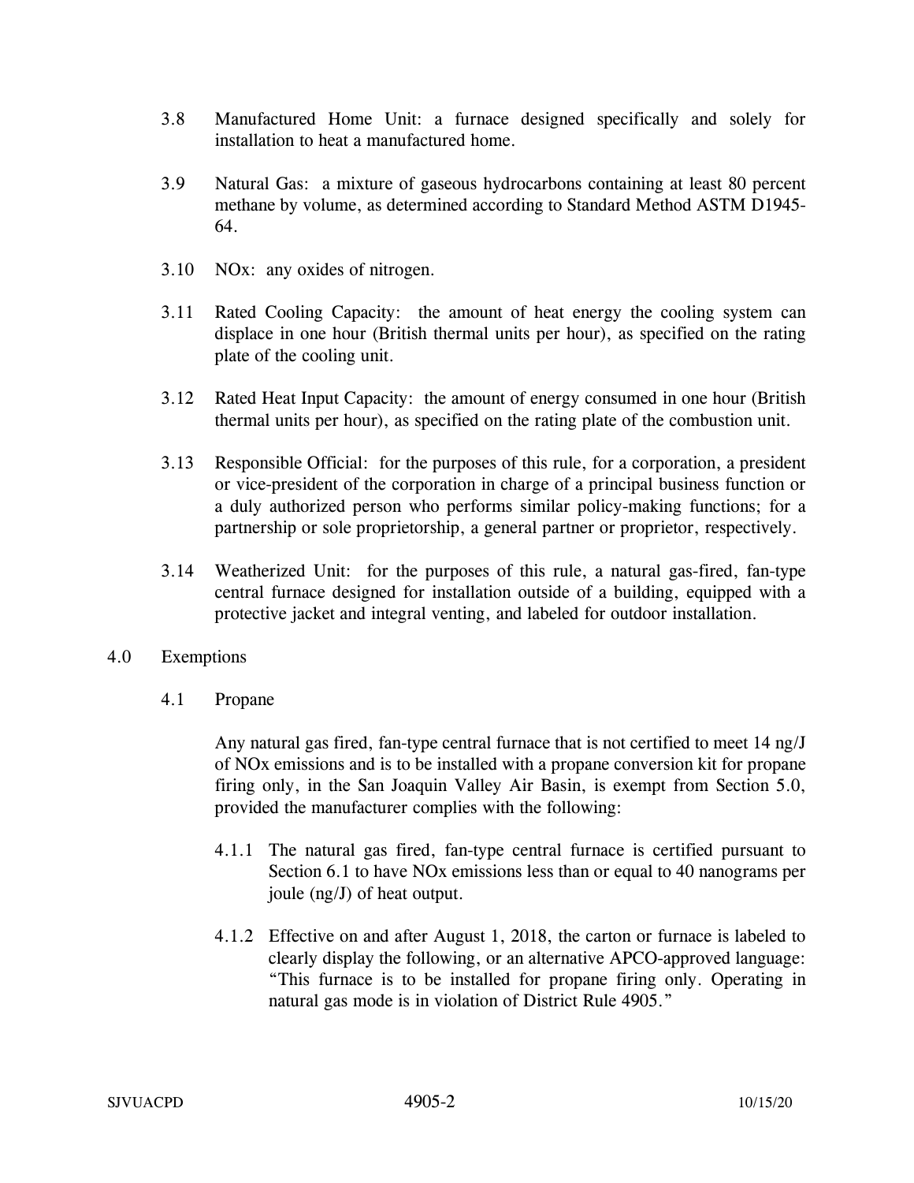3.8 Manufactured Home Unit: a furnace designed specifically and solely for installation to heat a manufactured home.

3.9 Natural Gas: a mixture of gaseous hydrocarbons containing at least 80 percent methane by volume, as determined according to Standard Method ASTM D1945-64.

3.10 NOx: any oxides of nitrogen.

3.11 Rated Cooling Capacity: the amount of heat energy the cooling system can displace in one hour (British thermal units per hour), as specified on the rating plate of the cooling unit.

3.12 Rated Heat Input Capacity: the amount of energy consumed in one hour (British thermal units per hour), as specified on the rating plate of the combustion unit.

3.13 Responsible Official: for the purposes of this rule, for a corporation, a president or vice-president of the corporation in charge of a principal business function or a duly authorized person who performs similar policy-making functions; for a partnership or sole proprietorship, a general partner or proprietor, respectively.

3.14 Weatherized Unit: for the purposes of this rule, a natural gas-fired, fan-type central furnace designed for installation outside of a building, equipped with a protective jacket and integral venting, and labeled for outdoor installation.

## 4.0 Exemptions

### 4.1 Propane

Any natural gas fired, fan-type central furnace that is not certified to meet 14 ng/J of NOx emissions and is to be installed with a propane conversion kit for propane firing only, in the San Joaquin Valley Air Basin, is exempt from Section 5.0, provided the manufacturer complies with the following:

4.1.1 The natural gas fired, fan-type central furnace is certified pursuant to Section 6.1 to have NOx emissions less than or equal to 40 nanograms per joule (ng/J) of heat output.

4.1.2 Effective on and after August 1, 2018, the carton or furnace is labeled to clearly display the following, or an alternative APCO-approved language: "This furnace is to be installed for propane firing only. Operating in natural gas mode is in violation of District Rule 4905."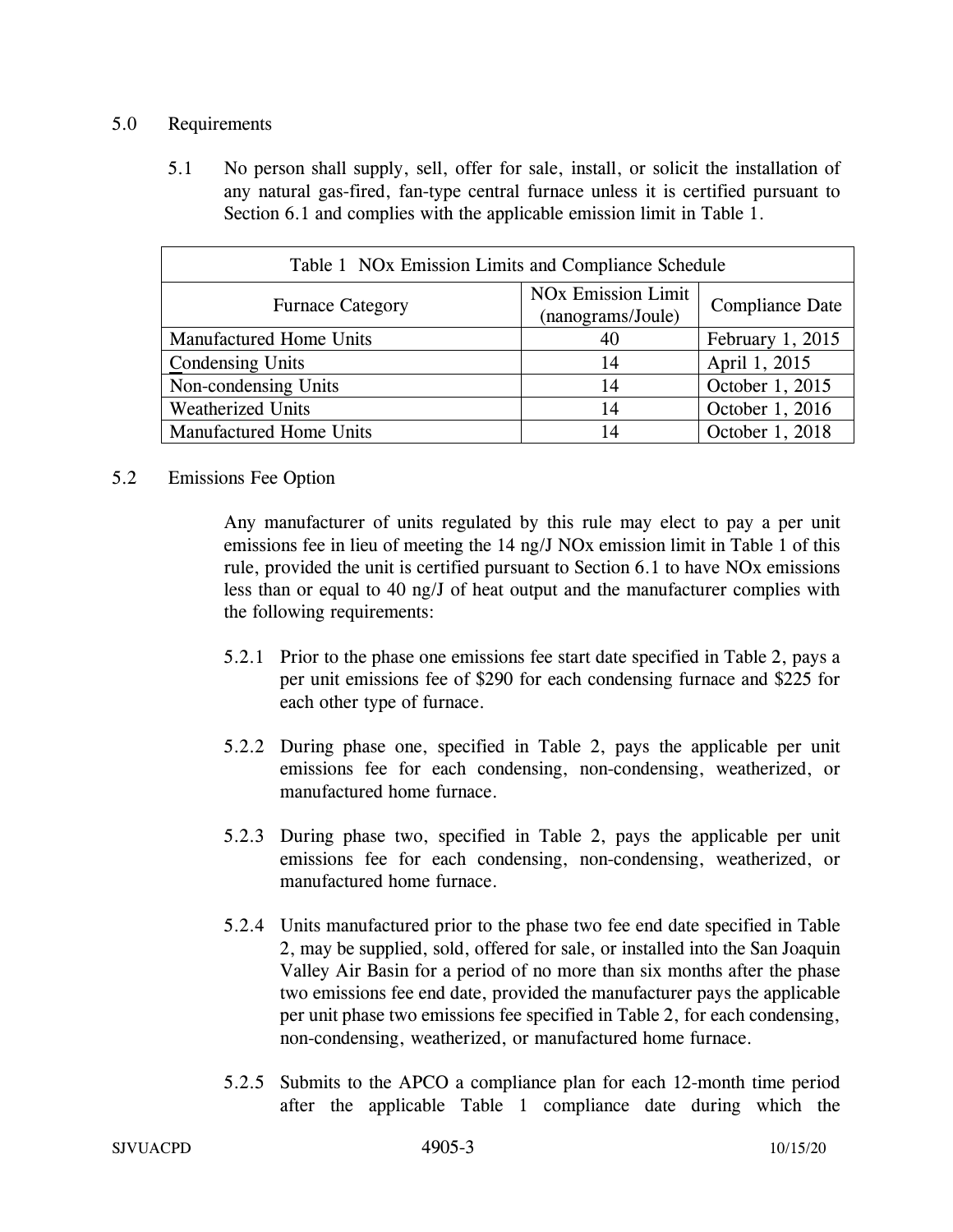## 5.0 Requirements

5.1 No person shall supply, sell, offer for sale, install, or solicit the installation of any natural gas-fired, fan-type central furnace unless it is certified pursuant to Section 6.1 and complies with the applicable emission limit in Table 1.

| Table 1 NOx Emission Limits and Compliance Schedule | | |
|---|---|---|
| Furnace Category | NOx Emission Limit (nanograms/Joule) | Compliance Date |
| Manufactured Home Units | 40 | February 1, 2015 |
| Condensing Units | 14 | April 1, 2015 |
| Non-condensing Units | 14 | October 1, 2015 |
| Weatherized Units | 14 | October 1, 2016 |
| Manufactured Home Units | 14 | October 1, 2018 |

5.2 Emissions Fee Option

Any manufacturer of units regulated by this rule may elect to pay a per unit emissions fee in lieu of meeting the 14 ng/J NOx emission limit in Table 1 of this rule, provided the unit is certified pursuant to Section 6.1 to have NOx emissions less than or equal to 40 ng/J of heat output and the manufacturer complies with the following requirements:

5.2.1 Prior to the phase one emissions fee start date specified in Table 2, pays a per unit emissions fee of $290 for each condensing furnace and $225 for each other type of furnace.

5.2.2 During phase one, specified in Table 2, pays the applicable per unit emissions fee for each condensing, non-condensing, weatherized, or manufactured home furnace.

5.2.3 During phase two, specified in Table 2, pays the applicable per unit emissions fee for each condensing, non-condensing, weatherized, or manufactured home furnace.

5.2.4 Units manufactured prior to the phase two fee end date specified in Table 2, may be supplied, sold, offered for sale, or installed into the San Joaquin Valley Air Basin for a period of no more than six months after the phase two emissions fee end date, provided the manufacturer pays the applicable per unit phase two emissions fee specified in Table 2, for each condensing, non-condensing, weatherized, or manufactured home furnace.

5.2.5 Submits to the APCO a compliance plan for each 12-month time period after the applicable Table 1 compliance date during which the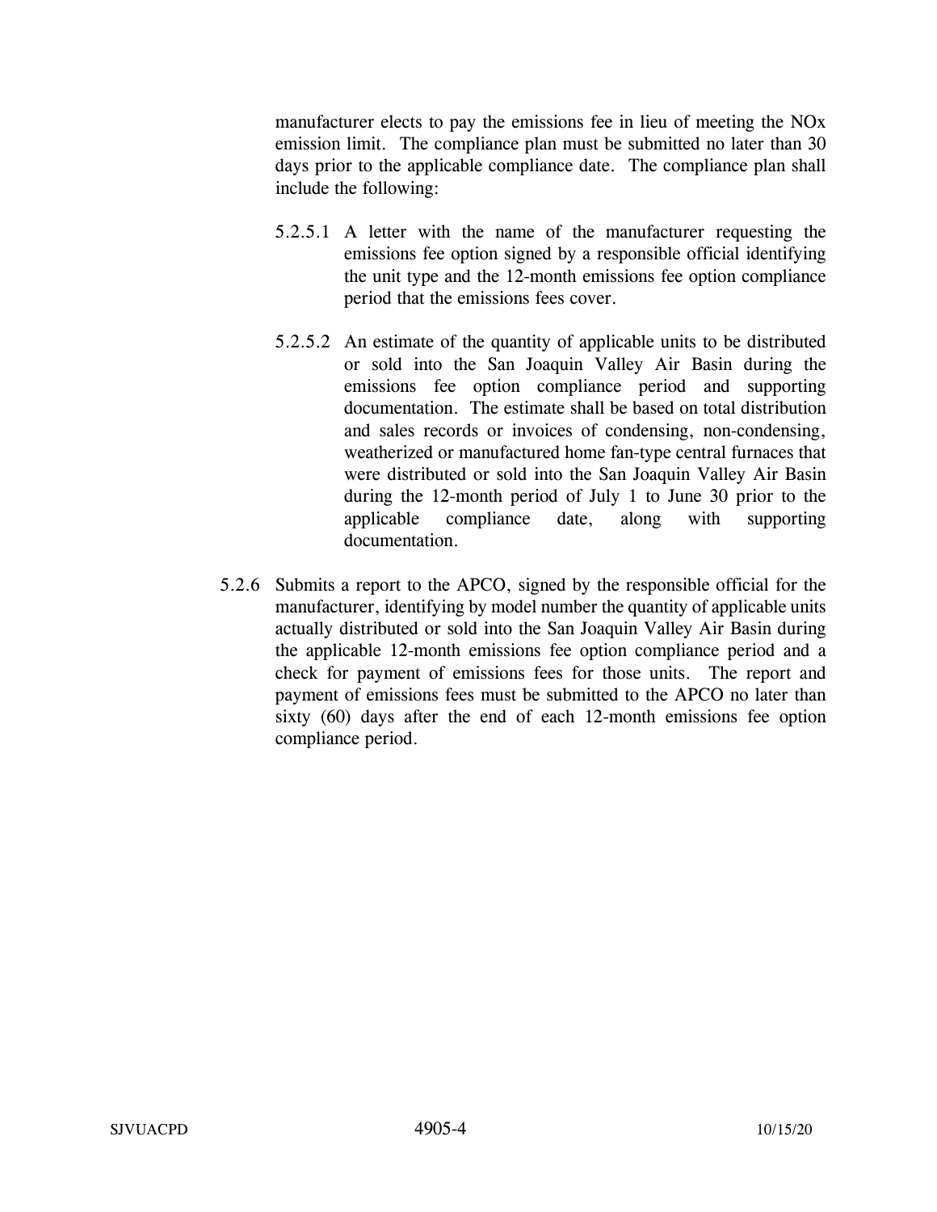manufacturer elects to pay the emissions fee in lieu of meeting the NOx emission limit. The compliance plan must be submitted no later than 30 days prior to the applicable compliance date. The compliance plan shall include the following:

5.2.5.1 A letter with the name of the manufacturer requesting the emissions fee option signed by a responsible official identifying the unit type and the 12-month emissions fee option compliance period that the emissions fees cover.

5.2.5.2 An estimate of the quantity of applicable units to be distributed or sold into the San Joaquin Valley Air Basin during the emissions fee option compliance period and supporting documentation. The estimate shall be based on total distribution and sales records or invoices of condensing, non-condensing, weatherized or manufactured home fan-type central furnaces that were distributed or sold into the San Joaquin Valley Air Basin during the 12-month period of July 1 to June 30 prior to the applicable compliance date, along with supporting documentation.

5.2.6 Submits a report to the APCO, signed by the responsible official for the manufacturer, identifying by model number the quantity of applicable units actually distributed or sold into the San Joaquin Valley Air Basin during the applicable 12-month emissions fee option compliance period and a check for payment of emissions fees for those units. The report and payment of emissions fees must be submitted to the APCO no later than sixty (60) days after the end of each 12-month emissions fee option compliance period.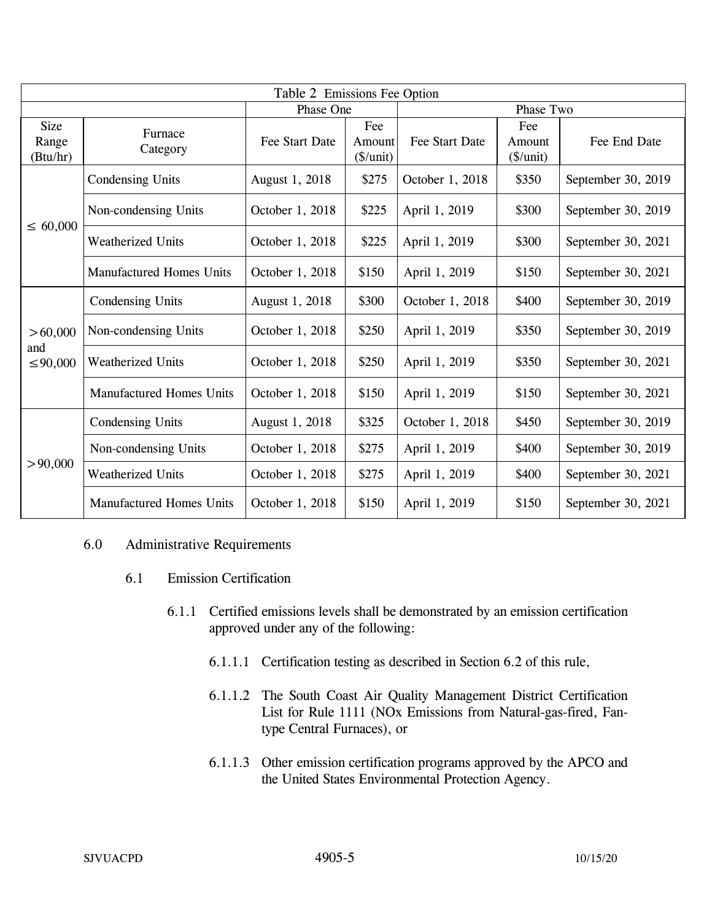| Table 2 Emissions Fee Option | | | | | | |
|---|---|---|---|---|---|---|
| | | Phase One | | Phase Two | | |
| Size Range (Btu/hr) | Furnace Category | Fee Start Date | Fee Amount ($/unit) | Fee Start Date | Fee Amount ($/unit) | Fee End Date |
| ≤ 60,000 | Condensing Units | August 1, 2018 | $275 | October 1, 2018 | $350 | September 30, 2019 |
| | Non-condensing Units | October 1, 2018 | $225 | April 1, 2019 | $300 | September 30, 2019 |
| | Weatherized Units | October 1, 2018 | $225 | April 1, 2019 | $300 | September 30, 2021 |
| | Manufactured Homes Units | October 1, 2018 | $150 | April 1, 2019 | $150 | September 30, 2021 |
| >60,000 and ≤90,000 | Condensing Units | August 1, 2018 | $300 | October 1, 2018 | $400 | September 30, 2019 |
| | Non-condensing Units | October 1, 2018 | $250 | April 1, 2019 | $350 | September 30, 2019 |
| | Weatherized Units | October 1, 2018 | $250 | April 1, 2019 | $350 | September 30, 2021 |
| | Manufactured Homes Units | October 1, 2018 | $150 | April 1, 2019 | $150 | September 30, 2021 |
| >90,000 | Condensing Units | August 1, 2018 | $325 | October 1, 2018 | $450 | September 30, 2019 |
| | Non-condensing Units | October 1, 2018 | $275 | April 1, 2019 | $400 | September 30, 2019 |
| | Weatherized Units | October 1, 2018 | $275 | April 1, 2019 | $400 | September 30, 2021 |
| | Manufactured Homes Units | October 1, 2018 | $150 | April 1, 2019 | $150 | September 30, 2021 |

## 6.0 Administrative Requirements

### 6.1 Emission Certification

6.1.1 Certified emissions levels shall be demonstrated by an emission certification approved under any of the following:

6.1.1.1 Certification testing as described in Section 6.2 of this rule,

6.1.1.2 The South Coast Air Quality Management District Certification List for Rule 1111 (NOx Emissions from Natural-gas-fired, Fan-type Central Furnaces), or

6.1.1.3 Other emission certification programs approved by the APCO and the United States Environmental Protection Agency.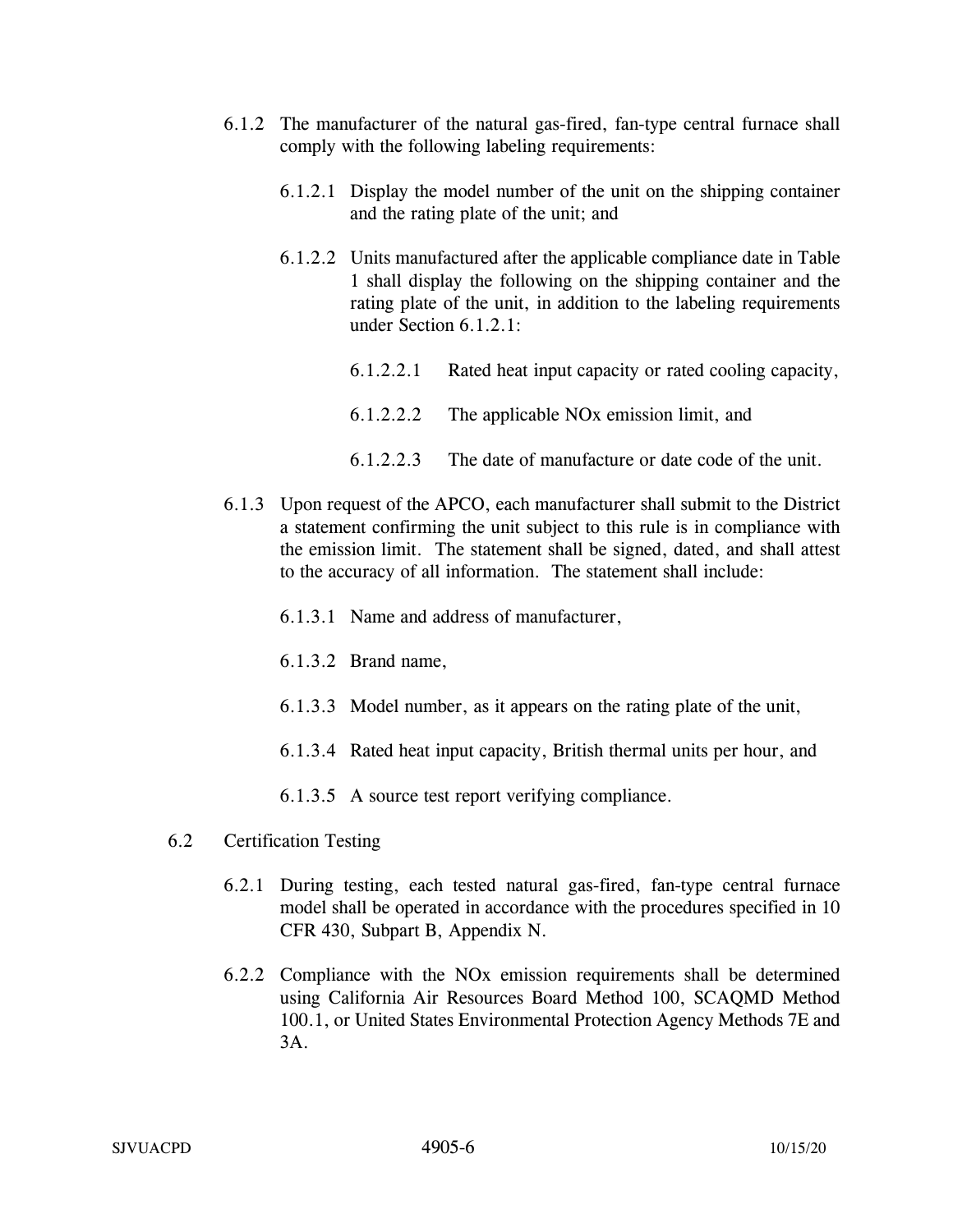6.1.2 The manufacturer of the natural gas-fired, fan-type central furnace shall comply with the following labeling requirements:

6.1.2.1 Display the model number of the unit on the shipping container and the rating plate of the unit; and

6.1.2.2 Units manufactured after the applicable compliance date in Table 1 shall display the following on the shipping container and the rating plate of the unit, in addition to the labeling requirements under Section 6.1.2.1:

6.1.2.2.1 Rated heat input capacity or rated cooling capacity,

6.1.2.2.2 The applicable NOx emission limit, and

6.1.2.2.3 The date of manufacture or date code of the unit.

6.1.3 Upon request of the APCO, each manufacturer shall submit to the District a statement confirming the unit subject to this rule is in compliance with the emission limit. The statement shall be signed, dated, and shall attest to the accuracy of all information. The statement shall include:

6.1.3.1 Name and address of manufacturer,

6.1.3.2 Brand name,

6.1.3.3 Model number, as it appears on the rating plate of the unit,

6.1.3.4 Rated heat input capacity, British thermal units per hour, and

6.1.3.5 A source test report verifying compliance.

6.2 Certification Testing

6.2.1 During testing, each tested natural gas-fired, fan-type central furnace model shall be operated in accordance with the procedures specified in 10 CFR 430, Subpart B, Appendix N.

6.2.2 Compliance with the NOx emission requirements shall be determined using California Air Resources Board Method 100, SCAQMD Method 100.1, or United States Environmental Protection Agency Methods 7E and 3A.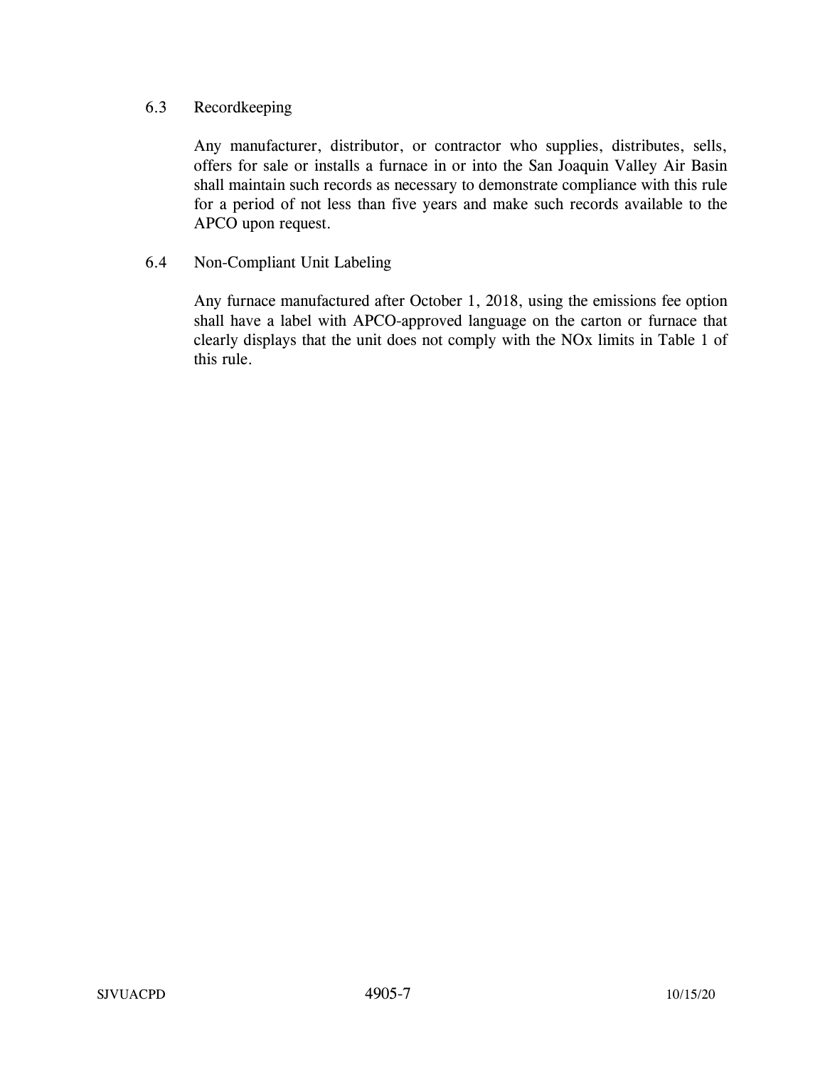### 6.3 Recordkeeping

Any manufacturer, distributor, or contractor who supplies, distributes, sells, offers for sale or installs a furnace in or into the San Joaquin Valley Air Basin shall maintain such records as necessary to demonstrate compliance with this rule for a period of not less than five years and make such records available to the APCO upon request.

### 6.4 Non-Compliant Unit Labeling

Any furnace manufactured after October 1, 2018, using the emissions fee option shall have a label with APCO-approved language on the carton or furnace that clearly displays that the unit does not comply with the NOx limits in Table 1 of this rule.